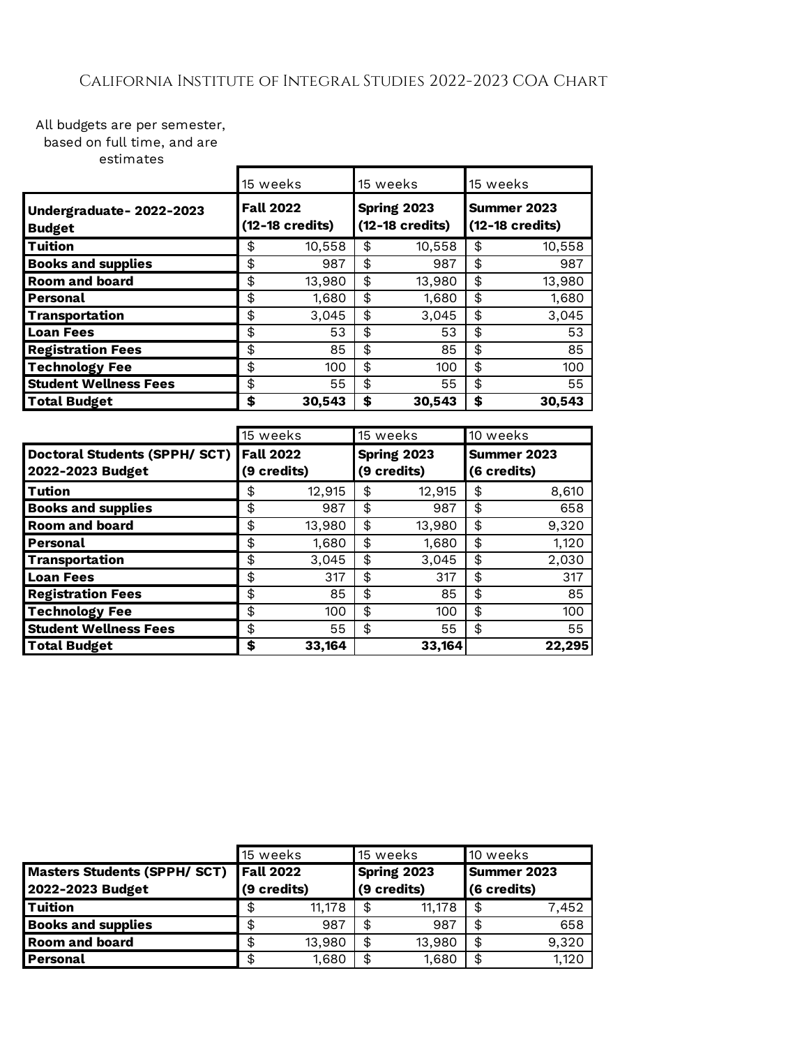# California Institute of Integral Studies 2022-2023 COA Chart

All budgets are per semester, based on full time, and are estimates

| | 15 weeks | 15 weeks | 15 weeks |
|---|---|---|---|
| **Undergraduate- 2022-2023 Budget** | **Fall 2022 (12-18 credits)** | **Spring 2023 (12-18 credits)** | **Summer 2023 (12-18 credits)** |
| **Tuition** | $ 10,558 | $ 10,558 | $ 10,558 |
| **Books and supplies** | $ 987 | $ 987 | $ 987 |
| **Room and board** | $ 13,980 | $ 13,980 | $ 13,980 |
| **Personal** | $ 1,680 | $ 1,680 | $ 1,680 |
| **Transportation** | $ 3,045 | $ 3,045 | $ 3,045 |
| **Loan Fees** | $ 53 | $ 53 | $ 53 |
| **Registration Fees** | $ 85 | $ 85 | $ 85 |
| **Technology Fee** | $ 100 | $ 100 | $ 100 |
| **Student Wellness Fees** | $ 55 | $ 55 | $ 55 |
| **Total Budget** | **$ 30,543** | **$ 30,543** | **$ 30,543** |

| | 15 weeks | 15 weeks | 10 weeks |
|---|---|---|---|
| **Doctoral Students (SPPH/ SCT) 2022-2023 Budget** | **Fall 2022 (9 credits)** | **Spring 2023 (9 credits)** | **Summer 2023 (6 credits)** |
| **Tution** | $ 12,915 | $ 12,915 | $ 8,610 |
| **Books and supplies** | $ 987 | $ 987 | $ 658 |
| **Room and board** | $ 13,980 | $ 13,980 | $ 9,320 |
| **Personal** | $ 1,680 | $ 1,680 | $ 1,120 |
| **Transportation** | $ 3,045 | $ 3,045 | $ 2,030 |
| **Loan Fees** | $ 317 | $ 317 | $ 317 |
| **Registration Fees** | $ 85 | $ 85 | $ 85 |
| **Technology Fee** | $ 100 | $ 100 | $ 100 |
| **Student Wellness Fees** | $ 55 | $ 55 | $ 55 |
| **Total Budget** | **$ 33,164** | **33,164** | **22,295** |

| | 15 weeks | 15 weeks | 10 weeks |
|---|---|---|---|
| **Masters Students (SPPH/ SCT) 2022-2023 Budget** | **Fall 2022 (9 credits)** | **Spring 2023 (9 credits)** | **Summer 2023 (6 credits)** |
| **Tuition** | $ 11,178 | $ 11,178 | $ 7,452 |
| **Books and supplies** | $ 987 | $ 987 | $ 658 |
| **Room and board** | $ 13,980 | $ 13,980 | $ 9,320 |
| **Personal** | $ 1,680 | $ 1,680 | $ 1,120 |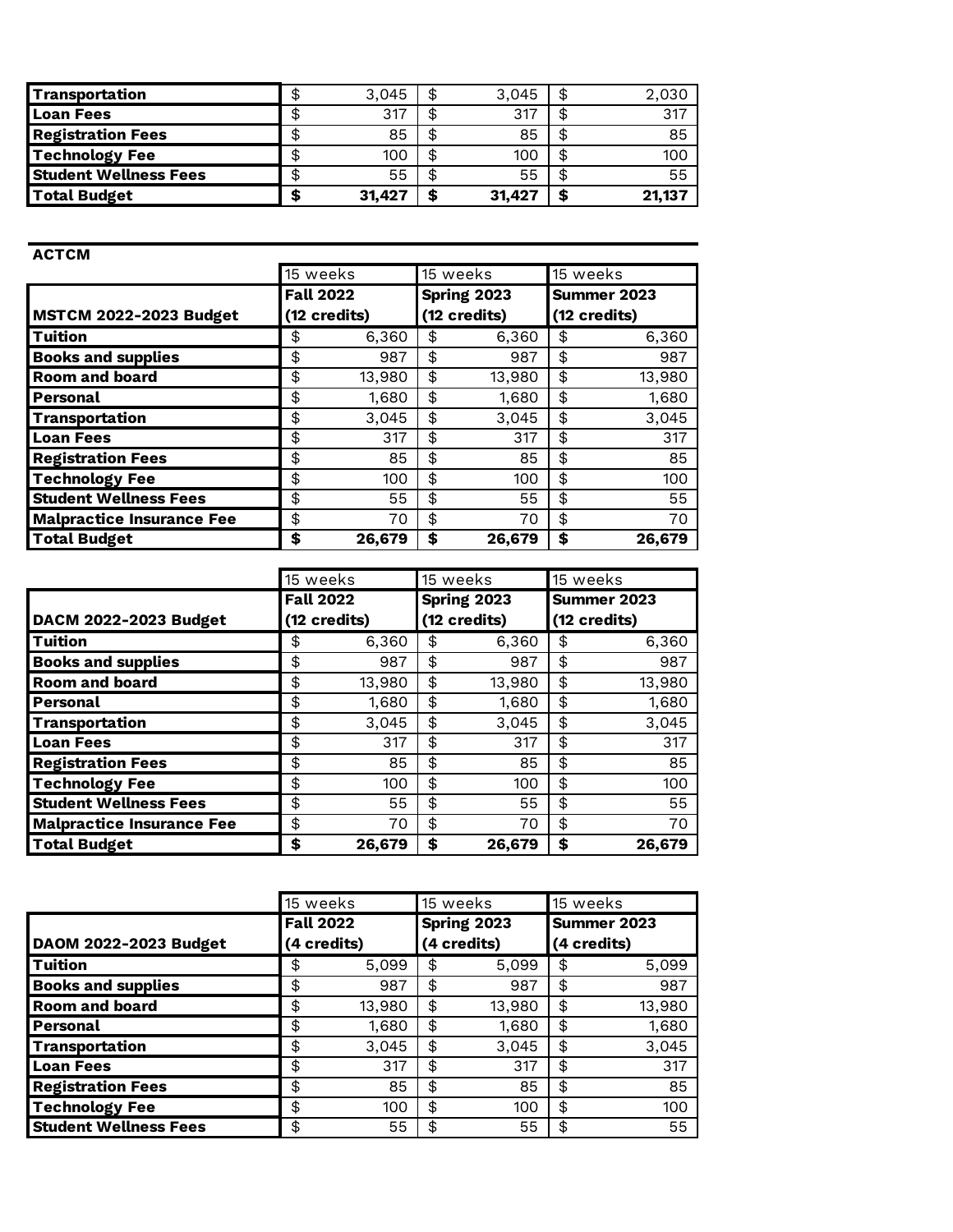| | | | |
|---|---|---|---|
| **Transportation** | $ 3,045 | $ 3,045 | $ 2,030 |
| **Loan Fees** | $ 317 | $ 317 | $ 317 |
| **Registration Fees** | $ 85 | $ 85 | $ 85 |
| **Technology Fee** | $ 100 | $ 100 | $ 100 |
| **Student Wellness Fees** | $ 55 | $ 55 | $ 55 |
| **Total Budget** | **$ 31,427** | **$ 31,427** | **$ 21,137** |

**ACTCM**

| | 15 weeks | 15 weeks | 15 weeks |
|---|---|---|---|
| **MSTCM 2022-2023 Budget** | **Fall 2022 (12 credits)** | **Spring 2023 (12 credits)** | **Summer 2023 (12 credits)** |
| **Tuition** | $ 6,360 | $ 6,360 | $ 6,360 |
| **Books and supplies** | $ 987 | $ 987 | $ 987 |
| **Room and board** | $ 13,980 | $ 13,980 | $ 13,980 |
| **Personal** | $ 1,680 | $ 1,680 | $ 1,680 |
| **Transportation** | $ 3,045 | $ 3,045 | $ 3,045 |
| **Loan Fees** | $ 317 | $ 317 | $ 317 |
| **Registration Fees** | $ 85 | $ 85 | $ 85 |
| **Technology Fee** | $ 100 | $ 100 | $ 100 |
| **Student Wellness Fees** | $ 55 | $ 55 | $ 55 |
| **Malpractice Insurance Fee** | $ 70 | $ 70 | $ 70 |
| **Total Budget** | **$ 26,679** | **$ 26,679** | **$ 26,679** |

| | 15 weeks | 15 weeks | 15 weeks |
|---|---|---|---|
| **DACM 2022-2023 Budget** | **Fall 2022 (12 credits)** | **Spring 2023 (12 credits)** | **Summer 2023 (12 credits)** |
| **Tuition** | $ 6,360 | $ 6,360 | $ 6,360 |
| **Books and supplies** | $ 987 | $ 987 | $ 987 |
| **Room and board** | $ 13,980 | $ 13,980 | $ 13,980 |
| **Personal** | $ 1,680 | $ 1,680 | $ 1,680 |
| **Transportation** | $ 3,045 | $ 3,045 | $ 3,045 |
| **Loan Fees** | $ 317 | $ 317 | $ 317 |
| **Registration Fees** | $ 85 | $ 85 | $ 85 |
| **Technology Fee** | $ 100 | $ 100 | $ 100 |
| **Student Wellness Fees** | $ 55 | $ 55 | $ 55 |
| **Malpractice Insurance Fee** | $ 70 | $ 70 | $ 70 |
| **Total Budget** | **$ 26,679** | **$ 26,679** | **$ 26,679** |

| | 15 weeks | 15 weeks | 15 weeks |
|---|---|---|---|
| **DAOM 2022-2023 Budget** | **Fall 2022 (4 credits)** | **Spring 2023 (4 credits)** | **Summer 2023 (4 credits)** |
| **Tuition** | $ 5,099 | $ 5,099 | $ 5,099 |
| **Books and supplies** | $ 987 | $ 987 | $ 987 |
| **Room and board** | $ 13,980 | $ 13,980 | $ 13,980 |
| **Personal** | $ 1,680 | $ 1,680 | $ 1,680 |
| **Transportation** | $ 3,045 | $ 3,045 | $ 3,045 |
| **Loan Fees** | $ 317 | $ 317 | $ 317 |
| **Registration Fees** | $ 85 | $ 85 | $ 85 |
| **Technology Fee** | $ 100 | $ 100 | $ 100 |
| **Student Wellness Fees** | $ 55 | $ 55 | $ 55 |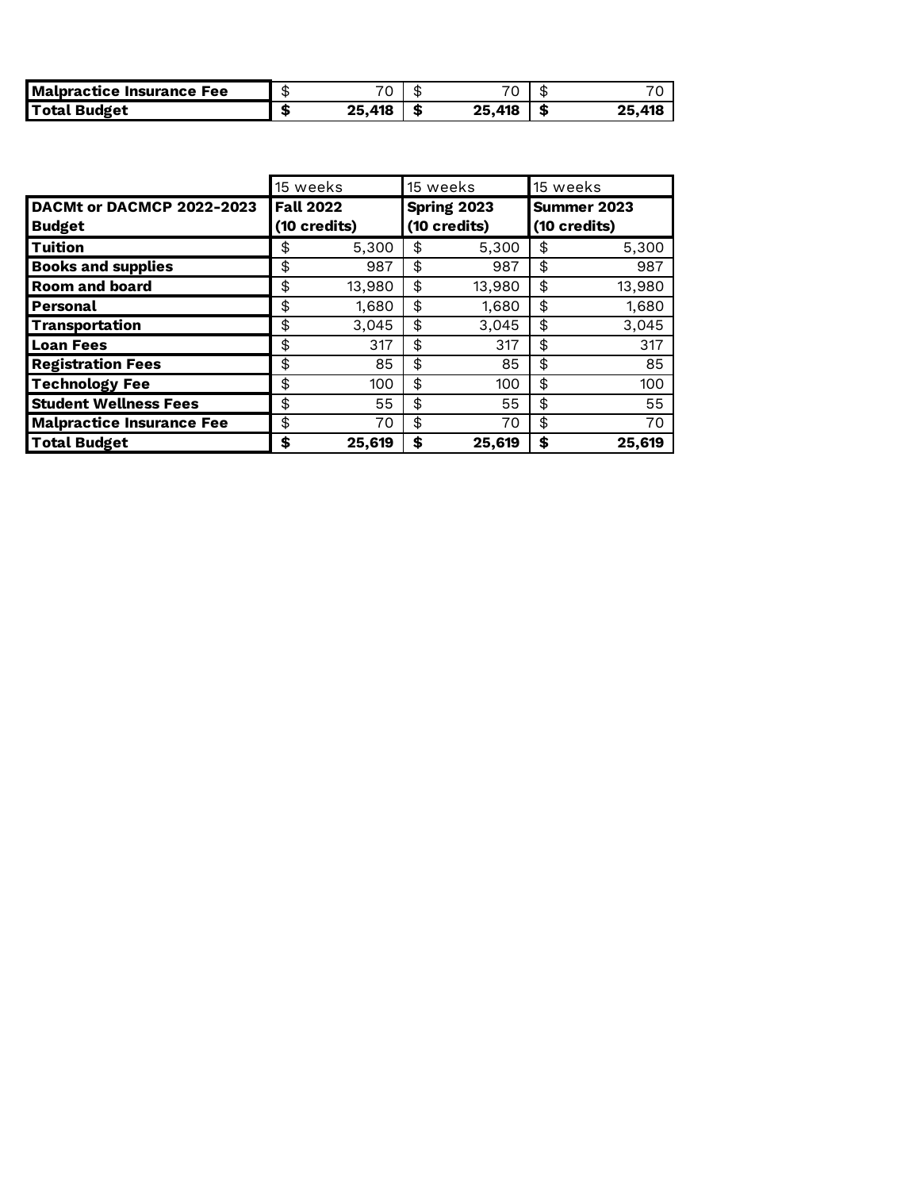| | | | |
|---|---|---|---|
| **Malpractice Insurance Fee** | $ 70 | $ 70 | $ 70 |
| **Total Budget** | **$ 25,418** | **$ 25,418** | **$ 25,418** |

| | 15 weeks | 15 weeks | 15 weeks |
|---|---|---|---|
| **DACMt or DACMCP 2022-2023 Budget** | **Fall 2022 (10 credits)** | **Spring 2023 (10 credits)** | **Summer 2023 (10 credits)** |
| **Tuition** | $ 5,300 | $ 5,300 | $ 5,300 |
| **Books and supplies** | $ 987 | $ 987 | $ 987 |
| **Room and board** | $ 13,980 | $ 13,980 | $ 13,980 |
| **Personal** | $ 1,680 | $ 1,680 | $ 1,680 |
| **Transportation** | $ 3,045 | $ 3,045 | $ 3,045 |
| **Loan Fees** | $ 317 | $ 317 | $ 317 |
| **Registration Fees** | $ 85 | $ 85 | $ 85 |
| **Technology Fee** | $ 100 | $ 100 | $ 100 |
| **Student Wellness Fees** | $ 55 | $ 55 | $ 55 |
| **Malpractice Insurance Fee** | $ 70 | $ 70 | $ 70 |
| **Total Budget** | **$ 25,619** | **$ 25,619** | **$ 25,619** |